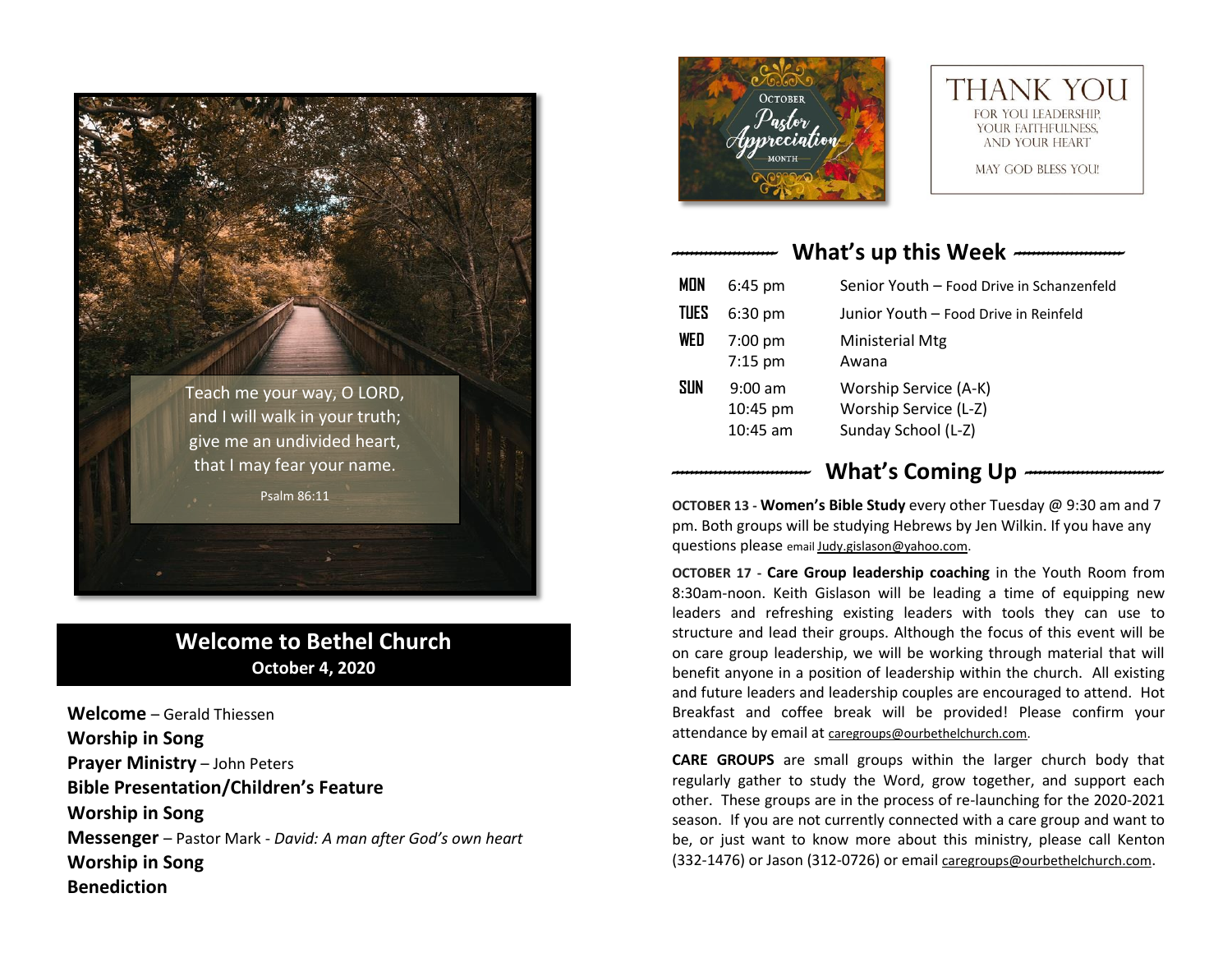Teach me your way, O LORD,
and I will walk in your truth;
give me an undivided heart,
that I may fear your name.

Psalm 86:11

## Welcome to Bethel Church

**October 4, 2020**

**Welcome** – Gerald Thiessen
**Worship in Song**
**Prayer Ministry** – John Peters
**Bible Presentation/Children's Feature**
**Worship in Song**
**Messenger** – Pastor Mark - *David: A man after God's own heart*
**Worship in Song**
**Benediction**

October Pastor Appreciation Month

THANK YOU
FOR YOU LEADERSHIP, YOUR FAITHFULNESS, AND YOUR HEART
MAY GOD BLESS YOU!

## What's up this Week

| | | |
|---|---|---|
| **MON** | 6:45 pm | Senior Youth – Food Drive in Schanzenfeld |
| **TUES** | 6:30 pm | Junior Youth – Food Drive in Reinfeld |
| **WED** | 7:00 pm<br>7:15 pm | Ministerial Mtg<br>Awana |
| **SUN** | 9:00 am<br>10:45 pm<br>10:45 am | Worship Service (A-K)<br>Worship Service (L-Z)<br>Sunday School (L-Z) |

## What's Coming Up

**OCTOBER 13 - Women's Bible Study** every other Tuesday @ 9:30 am and 7 pm. Both groups will be studying Hebrews by Jen Wilkin. If you have any questions please email Judy.gislason@yahoo.com.

**OCTOBER 17 - Care Group leadership coaching** in the Youth Room from 8:30am-noon. Keith Gislason will be leading a time of equipping new leaders and refreshing existing leaders with tools they can use to structure and lead their groups. Although the focus of this event will be on care group leadership, we will be working through material that will benefit anyone in a position of leadership within the church. All existing and future leaders and leadership couples are encouraged to attend. Hot Breakfast and coffee break will be provided! Please confirm your attendance by email at caregroups@ourbethelchurch.com.

**CARE GROUPS** are small groups within the larger church body that regularly gather to study the Word, grow together, and support each other. These groups are in the process of re-launching for the 2020-2021 season. If you are not currently connected with a care group and want to be, or just want to know more about this ministry, please call Kenton (332-1476) or Jason (312-0726) or email caregroups@ourbethelchurch.com.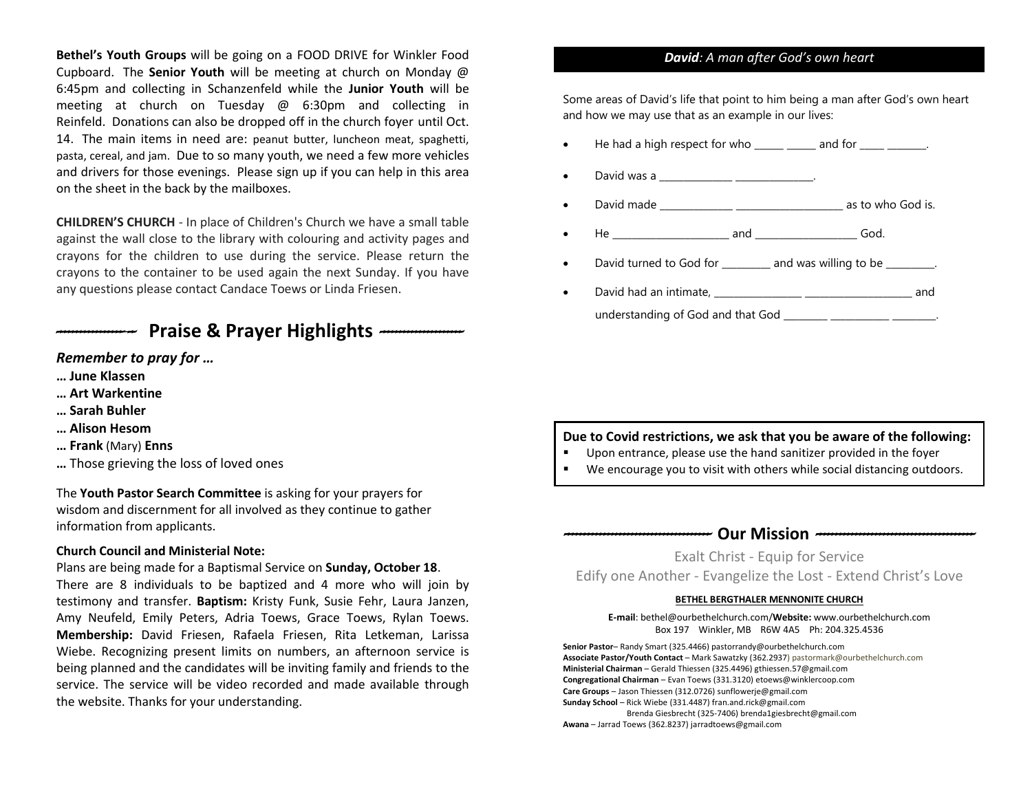**Bethel's Youth Groups** will be going on a FOOD DRIVE for Winkler Food Cupboard. The **Senior Youth** will be meeting at church on Monday @ 6:45pm and collecting in Schanzenfeld while the **Junior Youth** will be meeting at church on Tuesday @ 6:30pm and collecting in Reinfeld. Donations can also be dropped off in the church foyer until Oct. 14. The main items in need are: peanut butter, luncheon meat, spaghetti, pasta, cereal, and jam. Due to so many youth, we need a few more vehicles and drivers for those evenings. Please sign up if you can help in this area on the sheet in the back by the mailboxes.

**CHILDREN'S CHURCH** - In place of Children's Church we have a small table against the wall close to the library with colouring and activity pages and crayons for the children to use during the service. Please return the crayons to the container to be used again the next Sunday. If you have any questions please contact Candace Toews or Linda Friesen.

## Praise & Prayer Highlights

***Remember to pray for …***

**… June Klassen**
**… Art Warkentine**
**… Sarah Buhler**
**… Alison Hesom**
**… Frank** (Mary) **Enns**
**…** Those grieving the loss of loved ones

The **Youth Pastor Search Committee** is asking for your prayers for wisdom and discernment for all involved as they continue to gather information from applicants.

**Church Council and Ministerial Note:**

Plans are being made for a Baptismal Service on **Sunday, October 18**. There are 8 individuals to be baptized and 4 more who will join by testimony and transfer. **Baptism:** Kristy Funk, Susie Fehr, Laura Janzen, Amy Neufeld, Emily Peters, Adria Toews, Grace Toews, Rylan Toews. **Membership:** David Friesen, Rafaela Friesen, Rita Letkeman, Larissa Wiebe. Recognizing present limits on numbers, an afternoon service is being planned and the candidates will be inviting family and friends to the service. The service will be video recorded and made available through the website. Thanks for your understanding.

## ***David**: A man after God's own heart*

Some areas of David's life that point to him being a man after God's own heart and how we may use that as an example in our lives:

- He had a high respect for who _____ _____ and for ____ _______.
- David was a _____________ _____________.
- David made _____________ __________________ as to who God is.
- He ___________________ and _________________ God.
- David turned to God for ________ and was willing to be ________.
- David had an intimate, _______________ __________________ and understanding of God and that God ________ __________ ________.

**Due to Covid restrictions, we ask that you be aware of the following:**

- Upon entrance, please use the hand sanitizer provided in the foyer
- We encourage you to visit with others while social distancing outdoors.

## Our Mission

Exalt Christ - Equip for Service
Edify one Another - Evangelize the Lost - Extend Christ's Love

**BETHEL BERGTHALER MENNONITE CHURCH**

**E-mail**: bethel@ourbethelchurch.com/**Website:** www.ourbethelchurch.com
Box 197 Winkler, MB R6W 4A5 Ph: 204.325.4536

**Senior Pastor**– Randy Smart (325.4466) pastorrandy@ourbethelchurch.com
**Associate Pastor/Youth Contact** – Mark Sawatzky (362.2937) pastormark@ourbethelchurch.com
**Ministerial Chairman** – Gerald Thiessen (325.4496) gthiessen.57@gmail.com
**Congregational Chairman** – Evan Toews (331.3120) etoews@winklercoop.com
**Care Groups** – Jason Thiessen (312.0726) sunflowerje@gmail.com
**Sunday School** – Rick Wiebe (331.4487) fran.and.rick@gmail.com
Brenda Giesbrecht (325-7406) brenda1giesbrecht@gmail.com
**Awana** – Jarrad Toews (362.8237) jarradtoews@gmail.com